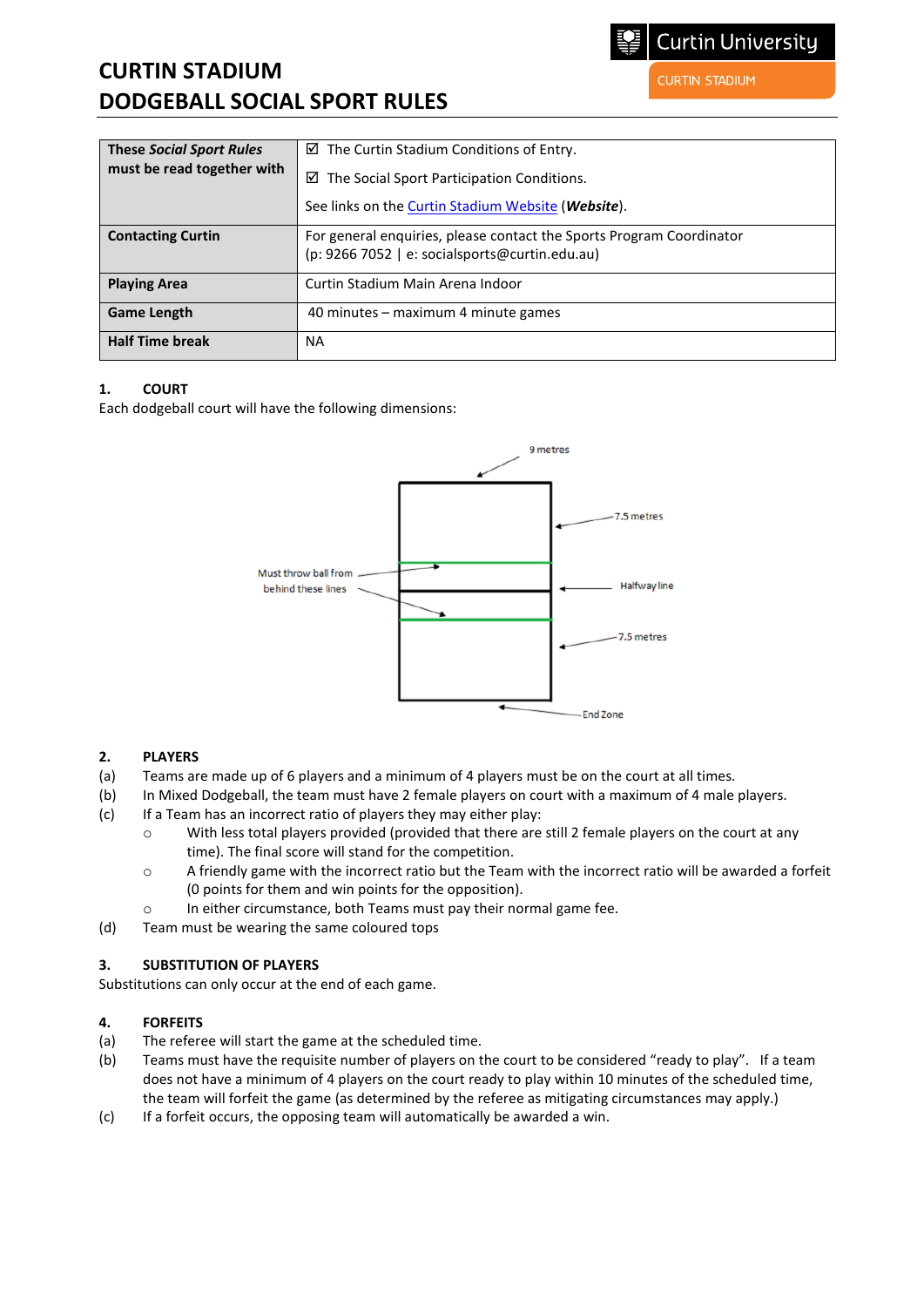# CURTIN STADIUM
# DODGEBALL SOCIAL SPORT RULES

| | |
|---|---|
| **These *Social Sport Rules* must be read together with** | ☑ The Curtin Stadium Conditions of Entry.<br><br>☑ The Social Sport Participation Conditions.<br><br>See links on the Curtin Stadium Website (***Website***). |
| **Contacting Curtin** | For general enquiries, please contact the Sports Program Coordinator (p: 9266 7052 \| e: socialsports@curtin.edu.au) |
| **Playing Area** | Curtin Stadium Main Arena Indoor |
| **Game Length** | 40 minutes – maximum 4 minute games |
| **Half Time break** | NA |

## 1. COURT

Each dodgeball court will have the following dimensions:

9 metres

7.5 metres

Must throw ball from behind these lines

Halfway line

7.5 metres

End Zone

## 2. PLAYERS

(a) Teams are made up of 6 players and a minimum of 4 players must be on the court at all times.

(b) In Mixed Dodgeball, the team must have 2 female players on court with a maximum of 4 male players.

(c) If a Team has an incorrect ratio of players they may either play:

- With less total players provided (provided that there are still 2 female players on the court at any time). The final score will stand for the competition.
- A friendly game with the incorrect ratio but the Team with the incorrect ratio will be awarded a forfeit (0 points for them and win points for the opposition).
- In either circumstance, both Teams must pay their normal game fee.

(d) Team must be wearing the same coloured tops

## 3. SUBSTITUTION OF PLAYERS

Substitutions can only occur at the end of each game.

## 4. FORFEITS

(a) The referee will start the game at the scheduled time.

(b) Teams must have the requisite number of players on the court to be considered "ready to play". If a team does not have a minimum of 4 players on the court ready to play within 10 minutes of the scheduled time, the team will forfeit the game (as determined by the referee as mitigating circumstances may apply.)

(c) If a forfeit occurs, the opposing team will automatically be awarded a win.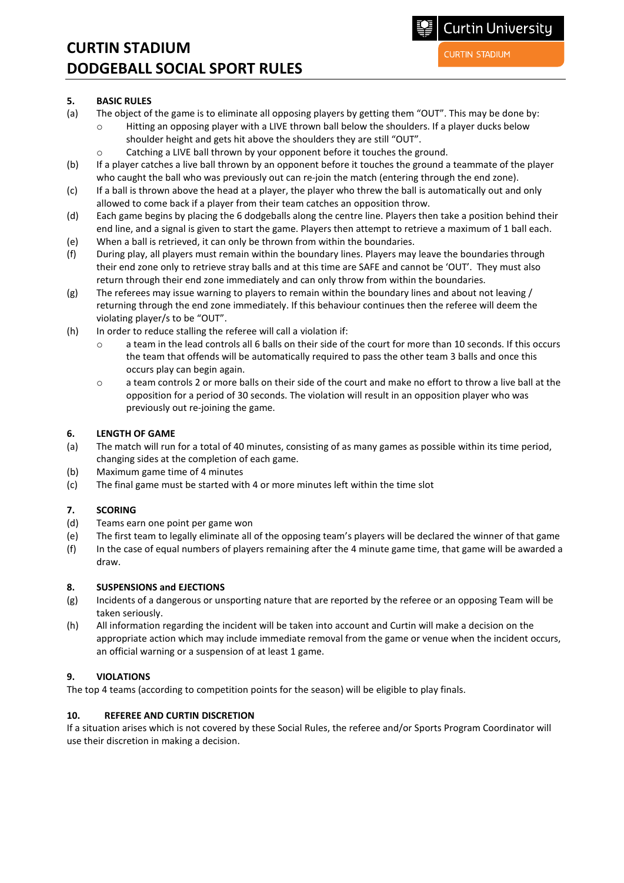# CURTIN STADIUM DODGEBALL SOCIAL SPORT RULES

## 5. BASIC RULES

(a) The object of the game is to eliminate all opposing players by getting them "OUT". This may be done by:
- Hitting an opposing player with a LIVE thrown ball below the shoulders. If a player ducks below shoulder height and gets hit above the shoulders they are still "OUT".
- Catching a LIVE ball thrown by your opponent before it touches the ground.

(b) If a player catches a live ball thrown by an opponent before it touches the ground a teammate of the player who caught the ball who was previously out can re-join the match (entering through the end zone).

(c) If a ball is thrown above the head at a player, the player who threw the ball is automatically out and only allowed to come back if a player from their team catches an opposition throw.

(d) Each game begins by placing the 6 dodgeballs along the centre line. Players then take a position behind their end line, and a signal is given to start the game. Players then attempt to retrieve a maximum of 1 ball each.

(e) When a ball is retrieved, it can only be thrown from within the boundaries.

(f) During play, all players must remain within the boundary lines. Players may leave the boundaries through their end zone only to retrieve stray balls and at this time are SAFE and cannot be 'OUT'. They must also return through their end zone immediately and can only throw from within the boundaries.

(g) The referees may issue warning to players to remain within the boundary lines and about not leaving / returning through the end zone immediately. If this behaviour continues then the referee will deem the violating player/s to be "OUT".

(h) In order to reduce stalling the referee will call a violation if:
- a team in the lead controls all 6 balls on their side of the court for more than 10 seconds. If this occurs the team that offends will be automatically required to pass the other team 3 balls and once this occurs play can begin again.
- a team controls 2 or more balls on their side of the court and make no effort to throw a live ball at the opposition for a period of 30 seconds. The violation will result in an opposition player who was previously out re-joining the game.

## 6. LENGTH OF GAME

(a) The match will run for a total of 40 minutes, consisting of as many games as possible within its time period, changing sides at the completion of each game.

(b) Maximum game time of 4 minutes

(c) The final game must be started with 4 or more minutes left within the time slot

## 7. SCORING

(d) Teams earn one point per game won

(e) The first team to legally eliminate all of the opposing team's players will be declared the winner of that game

(f) In the case of equal numbers of players remaining after the 4 minute game time, that game will be awarded a draw.

## 8. SUSPENSIONS and EJECTIONS

(g) Incidents of a dangerous or unsporting nature that are reported by the referee or an opposing Team will be taken seriously.

(h) All information regarding the incident will be taken into account and Curtin will make a decision on the appropriate action which may include immediate removal from the game or venue when the incident occurs, an official warning or a suspension of at least 1 game.

## 9. VIOLATIONS

The top 4 teams (according to competition points for the season) will be eligible to play finals.

## 10. REFEREE AND CURTIN DISCRETION

If a situation arises which is not covered by these Social Rules, the referee and/or Sports Program Coordinator will use their discretion in making a decision.